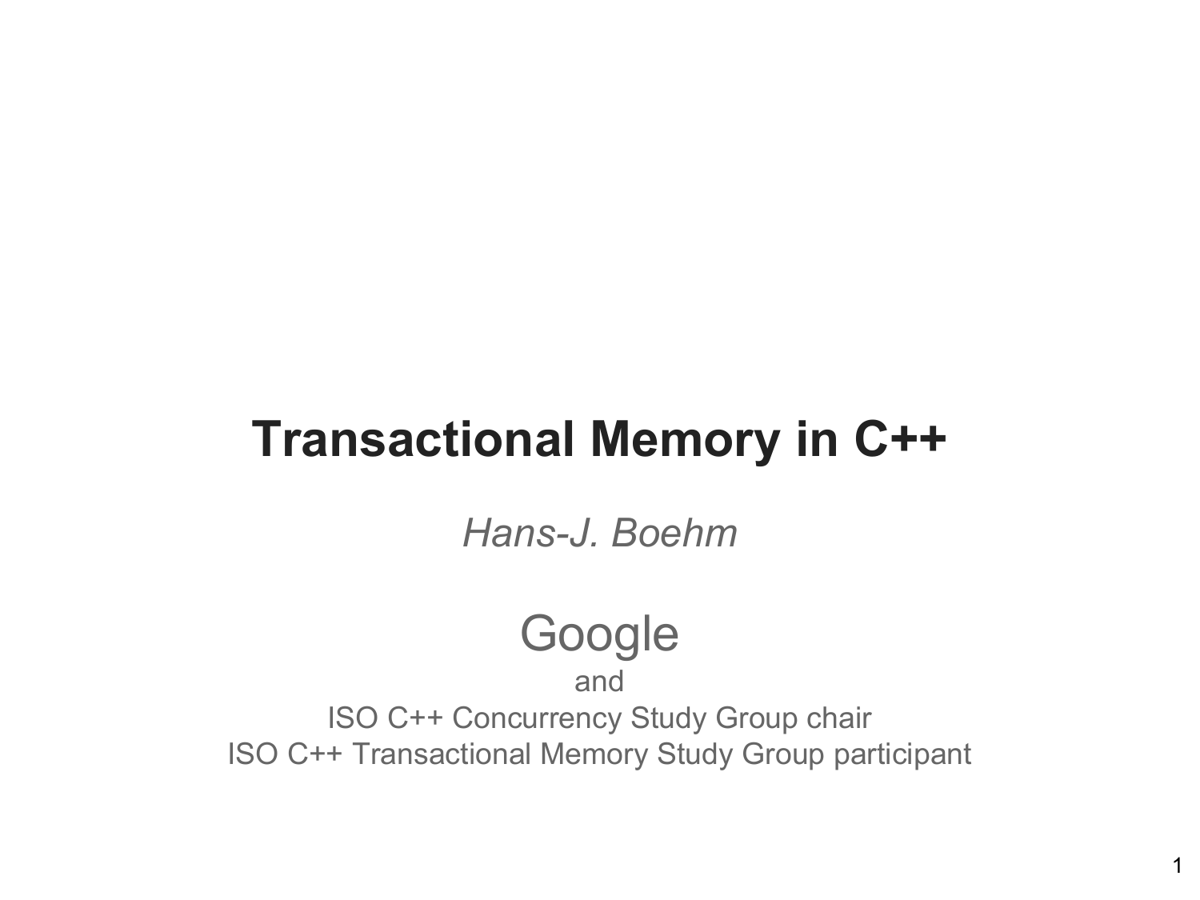# Transactional Memory in C++

*Hans-J. Boehm*

Google

and

ISO C++ Concurrency Study Group chair

ISO C++ Transactional Memory Study Group participant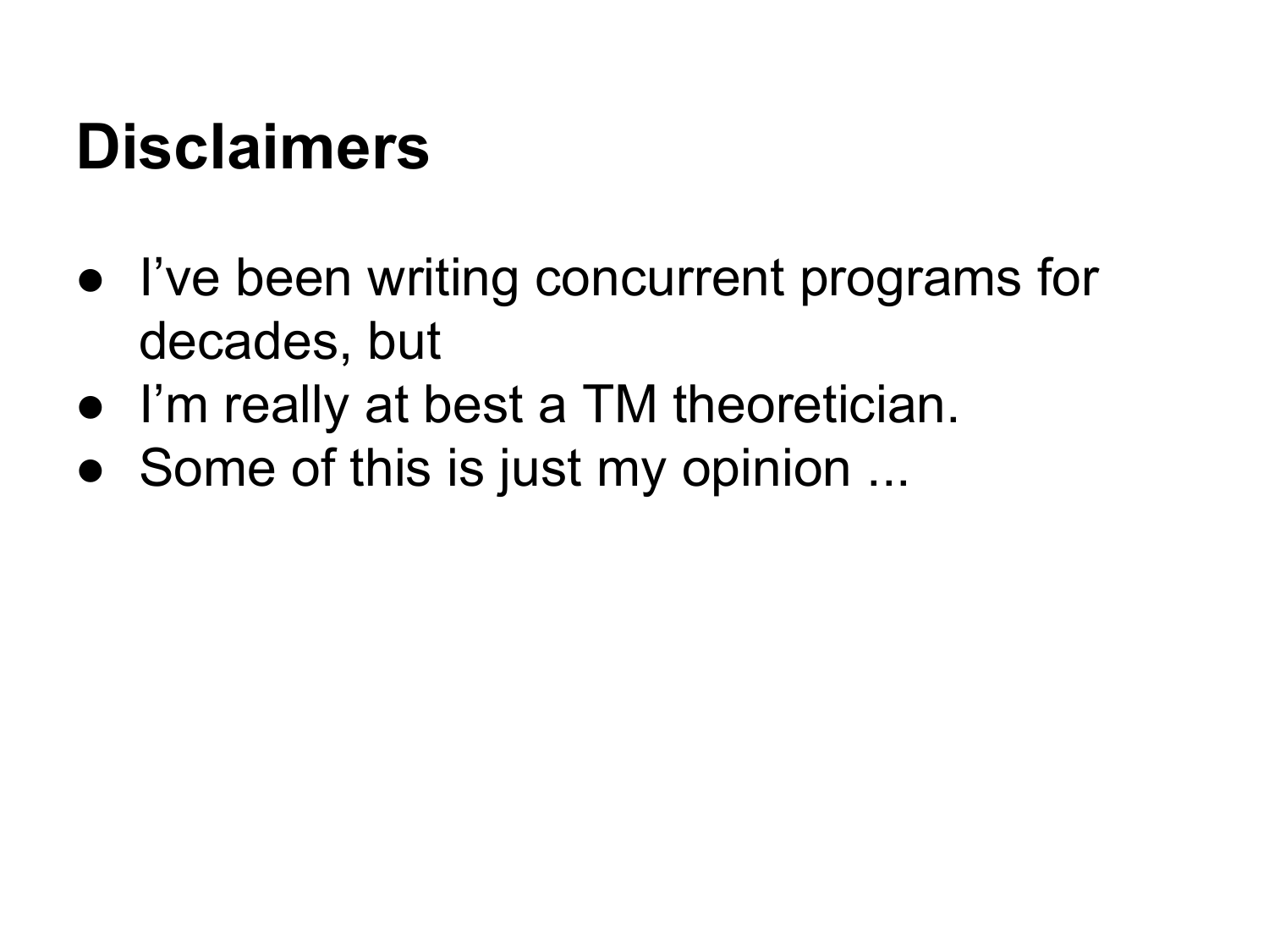# Disclaimers

- I've been writing concurrent programs for decades, but
- I'm really at best a TM theoretician.
- Some of this is just my opinion ...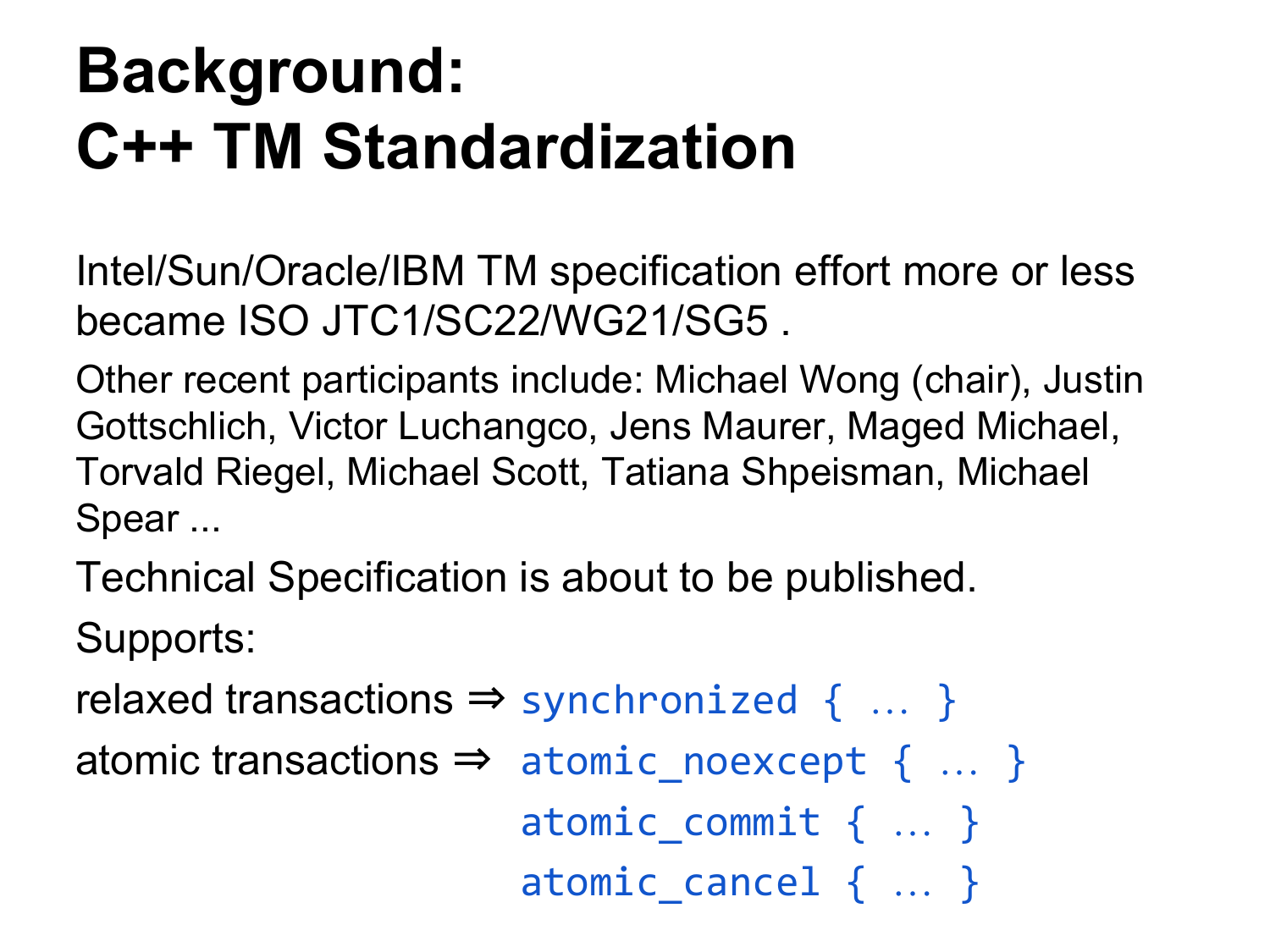# Background: C++ TM Standardization

Intel/Sun/Oracle/IBM TM specification effort more or less became ISO JTC1/SC22/WG21/SG5 .

Other recent participants include: Michael Wong (chair), Justin Gottschlich, Victor Luchangco, Jens Maurer, Maged Michael, Torvald Riegel, Michael Scott, Tatiana Shpeisman, Michael Spear ...

Technical Specification is about to be published.

Supports:

relaxed transactions ⇒ `synchronized { … }`

atomic transactions ⇒ `atomic_noexcept { … }`

`atomic_commit { … }`

`atomic_cancel { … }`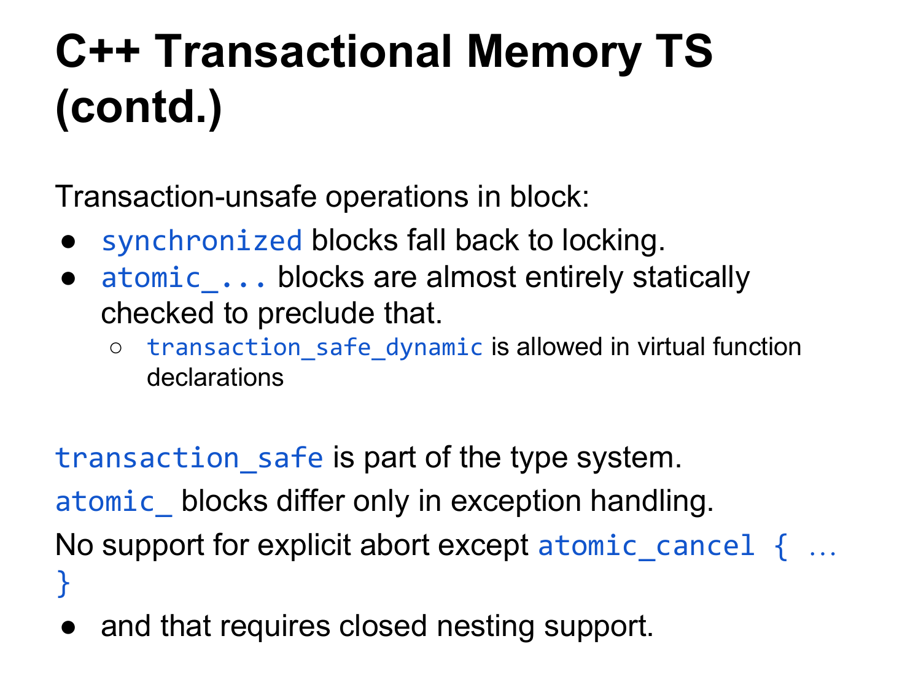# C++ Transactional Memory TS (contd.)

Transaction-unsafe operations in block:

- `synchronized` blocks fall back to locking.
- `atomic_...` blocks are almost entirely statically checked to preclude that.
  - `transaction_safe_dynamic` is allowed in virtual function declarations

`transaction_safe` is part of the type system.

`atomic_` blocks differ only in exception handling.

No support for explicit abort except `atomic_cancel { … }`

- and that requires closed nesting support.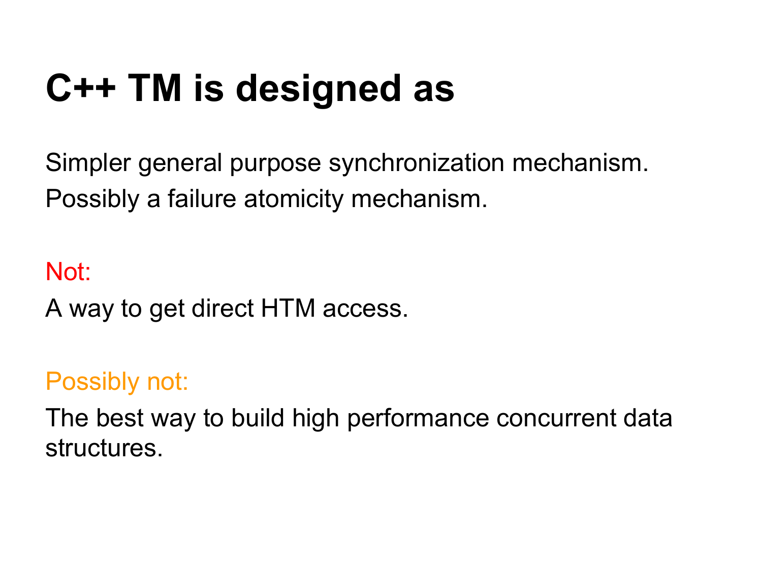# C++ TM is designed as

Simpler general purpose synchronization mechanism.

Possibly a failure atomicity mechanism.

Not:

A way to get direct HTM access.

Possibly not:

The best way to build high performance concurrent data structures.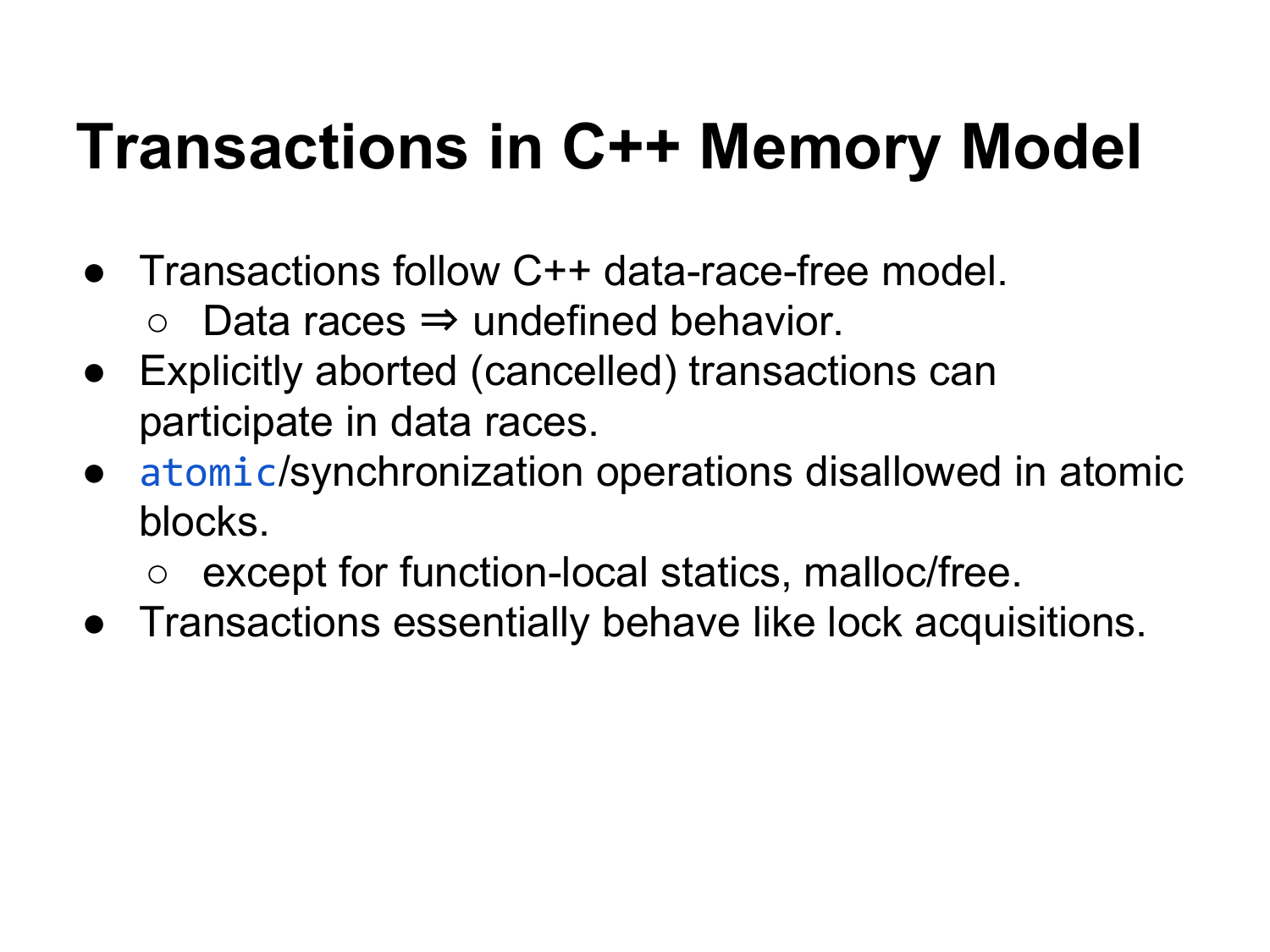# Transactions in C++ Memory Model

- Transactions follow C++ data-race-free model.
  - Data races ⇒ undefined behavior.
- Explicitly aborted (cancelled) transactions can participate in data races.
- `atomic`/synchronization operations disallowed in atomic blocks.
  - except for function-local statics, malloc/free.
- Transactions essentially behave like lock acquisitions.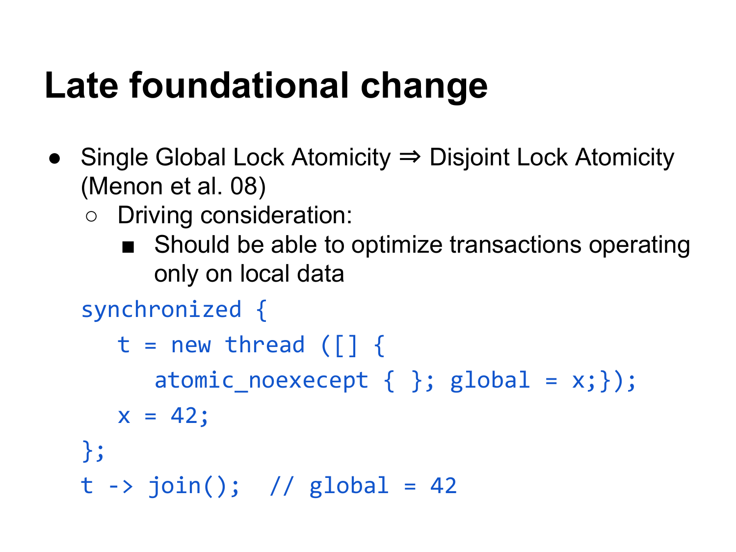# Late foundational change

- Single Global Lock Atomicity ⇒ Disjoint Lock Atomicity (Menon et al. 08)
  - Driving consideration:
    - Should be able to optimize transactions operating only on local data

```
synchronized {
   t = new thread ([] {
      atomic_noexecept { }; global = x;});
   x = 42;
};
t -> join();  // global = 42
```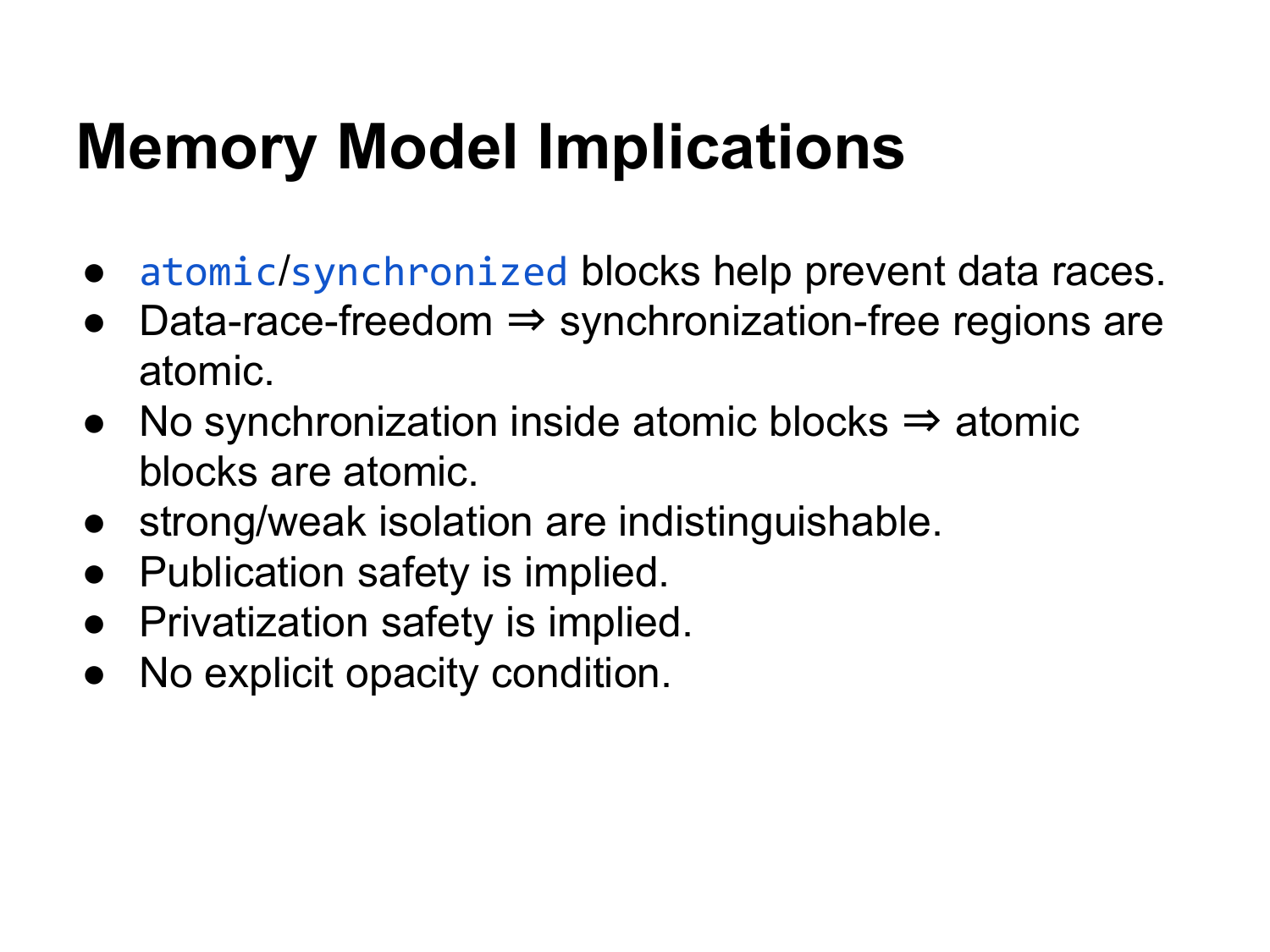# Memory Model Implications

- `atomic`/`synchronized` blocks help prevent data races.
- Data-race-freedom ⇒ synchronization-free regions are atomic.
- No synchronization inside atomic blocks ⇒ atomic blocks are atomic.
- strong/weak isolation are indistinguishable.
- Publication safety is implied.
- Privatization safety is implied.
- No explicit opacity condition.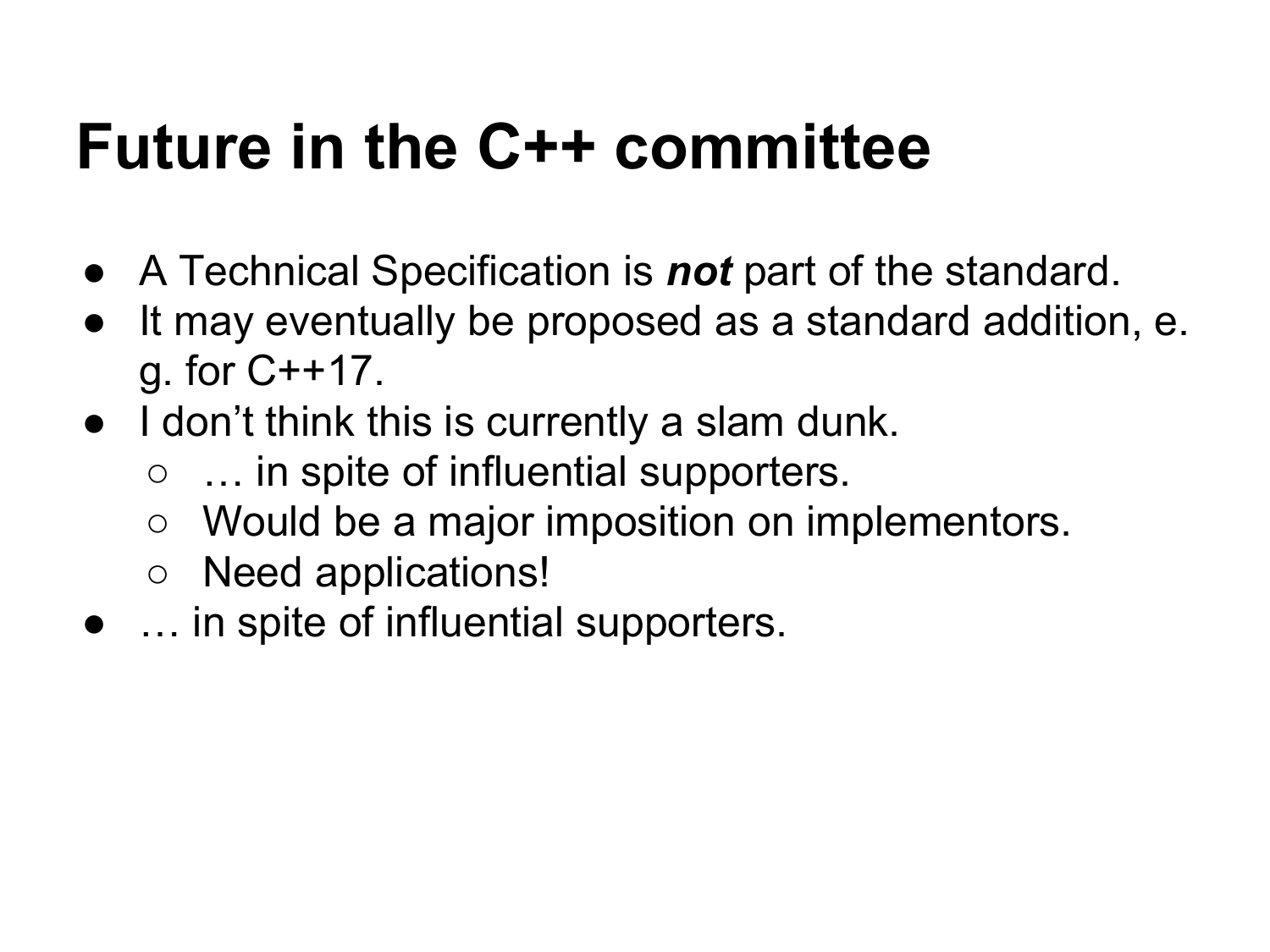# Future in the C++ committee

- A Technical Specification is ***not*** part of the standard.
- It may eventually be proposed as a standard addition, e.g. for C++17.
- I don't think this is currently a slam dunk.
  - … in spite of influential supporters.
  - Would be a major imposition on implementors.
  - Need applications!
- … in spite of influential supporters.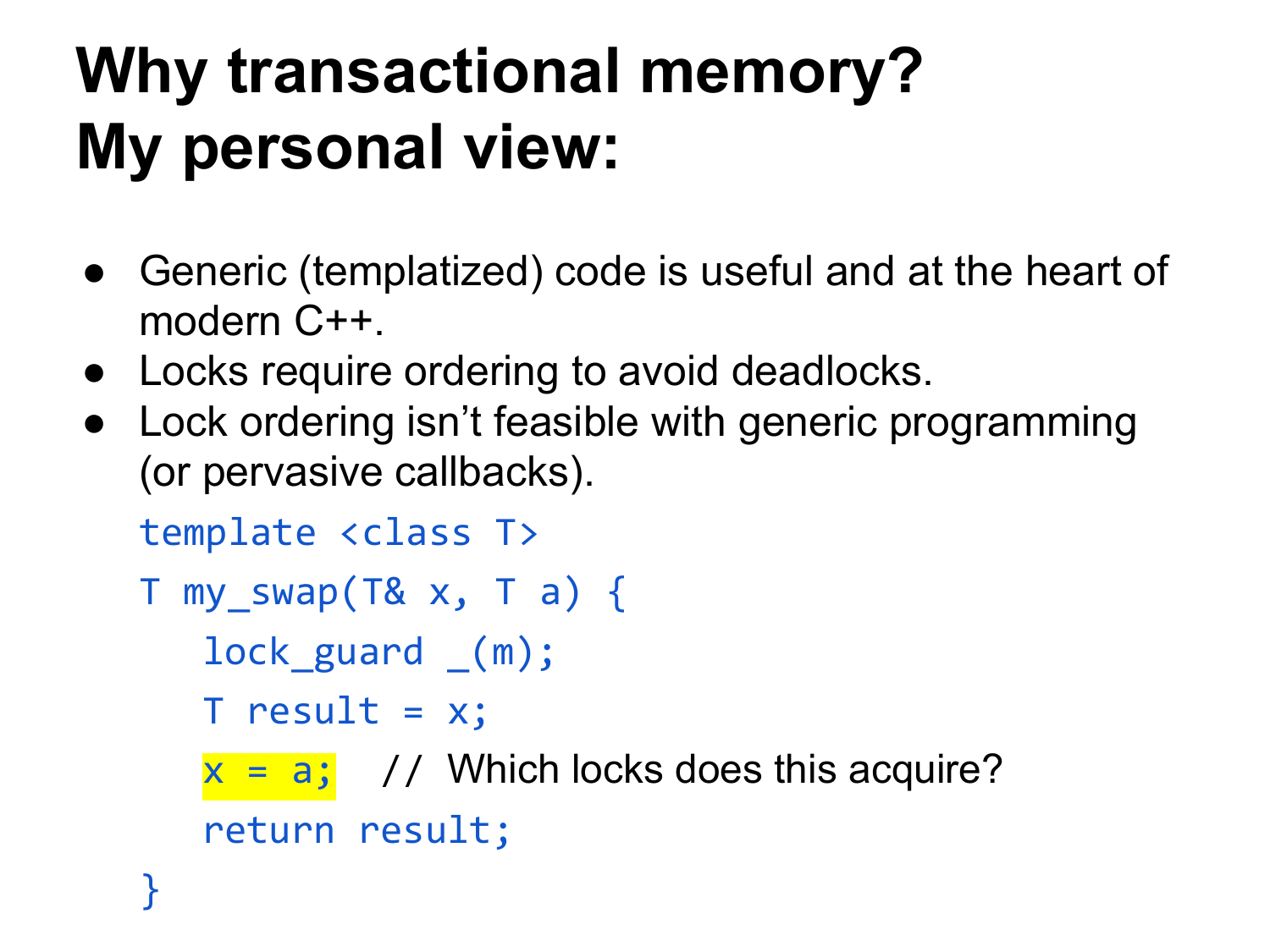# Why transactional memory? My personal view:

- Generic (templatized) code is useful and at the heart of modern C++.
- Locks require ordering to avoid deadlocks.
- Lock ordering isn't feasible with generic programming (or pervasive callbacks).

```
template <class T>
T my_swap(T& x, T a) {
   lock_guard _(m);
   T result = x;
   x = a;   // Which locks does this acquire?
   return result;
}
```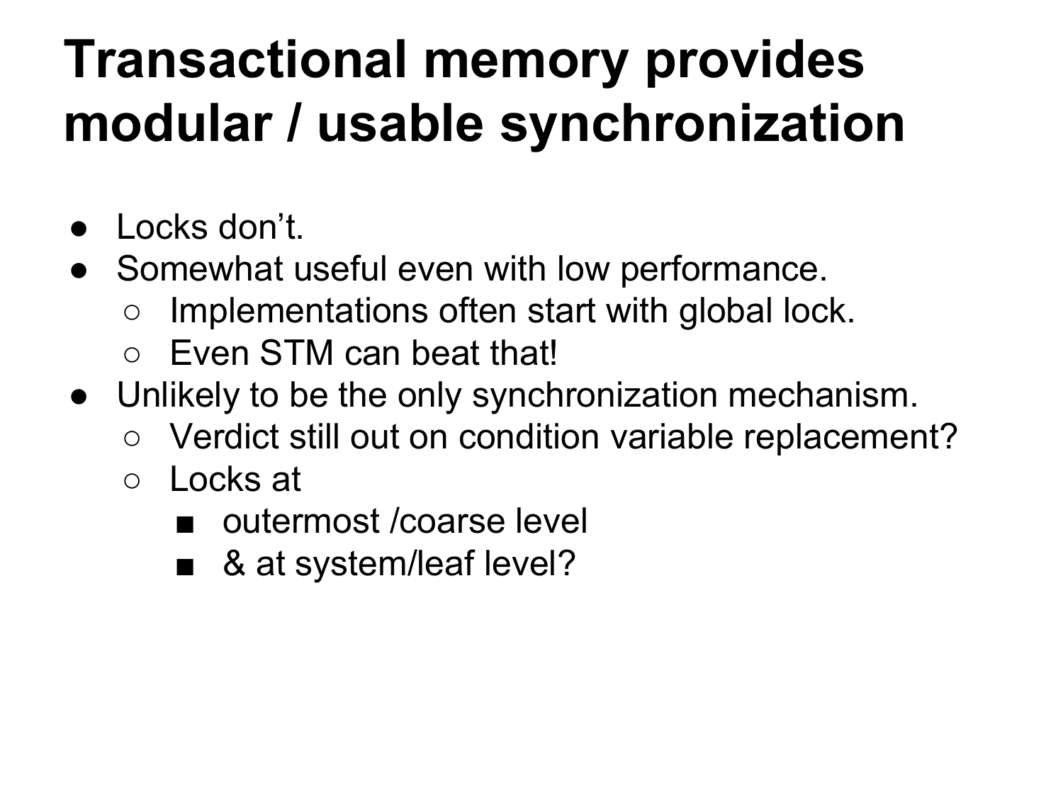# Transactional memory provides modular / usable synchronization

- Locks don't.
- Somewhat useful even with low performance.
  - Implementations often start with global lock.
  - Even STM can beat that!
- Unlikely to be the only synchronization mechanism.
  - Verdict still out on condition variable replacement?
  - Locks at
    - outermost /coarse level
    - & at system/leaf level?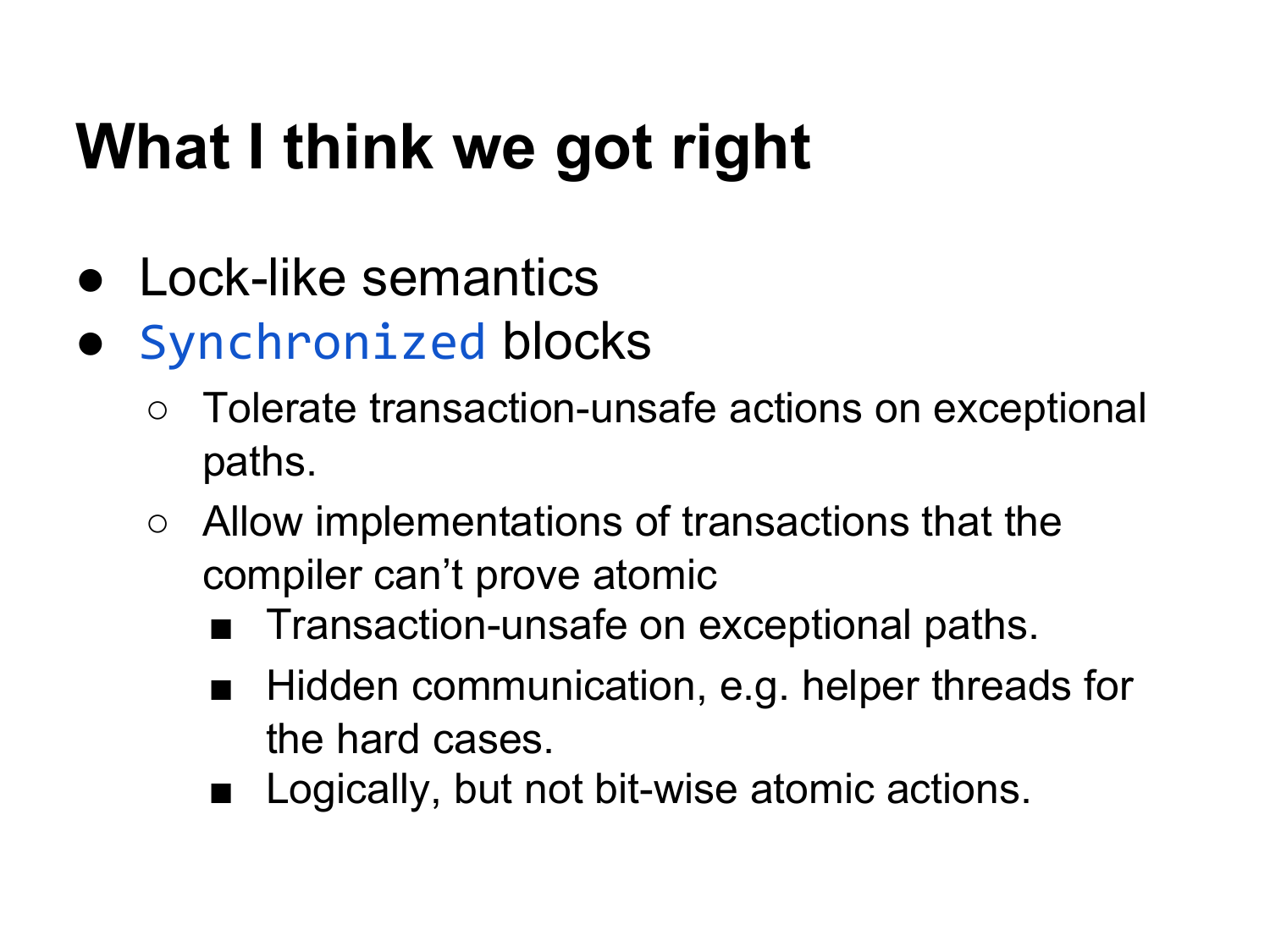# What I think we got right

- Lock-like semantics
- `Synchronized` blocks
  - Tolerate transaction-unsafe actions on exceptional paths.
  - Allow implementations of transactions that the compiler can't prove atomic
    - Transaction-unsafe on exceptional paths.
    - Hidden communication, e.g. helper threads for the hard cases.
    - Logically, but not bit-wise atomic actions.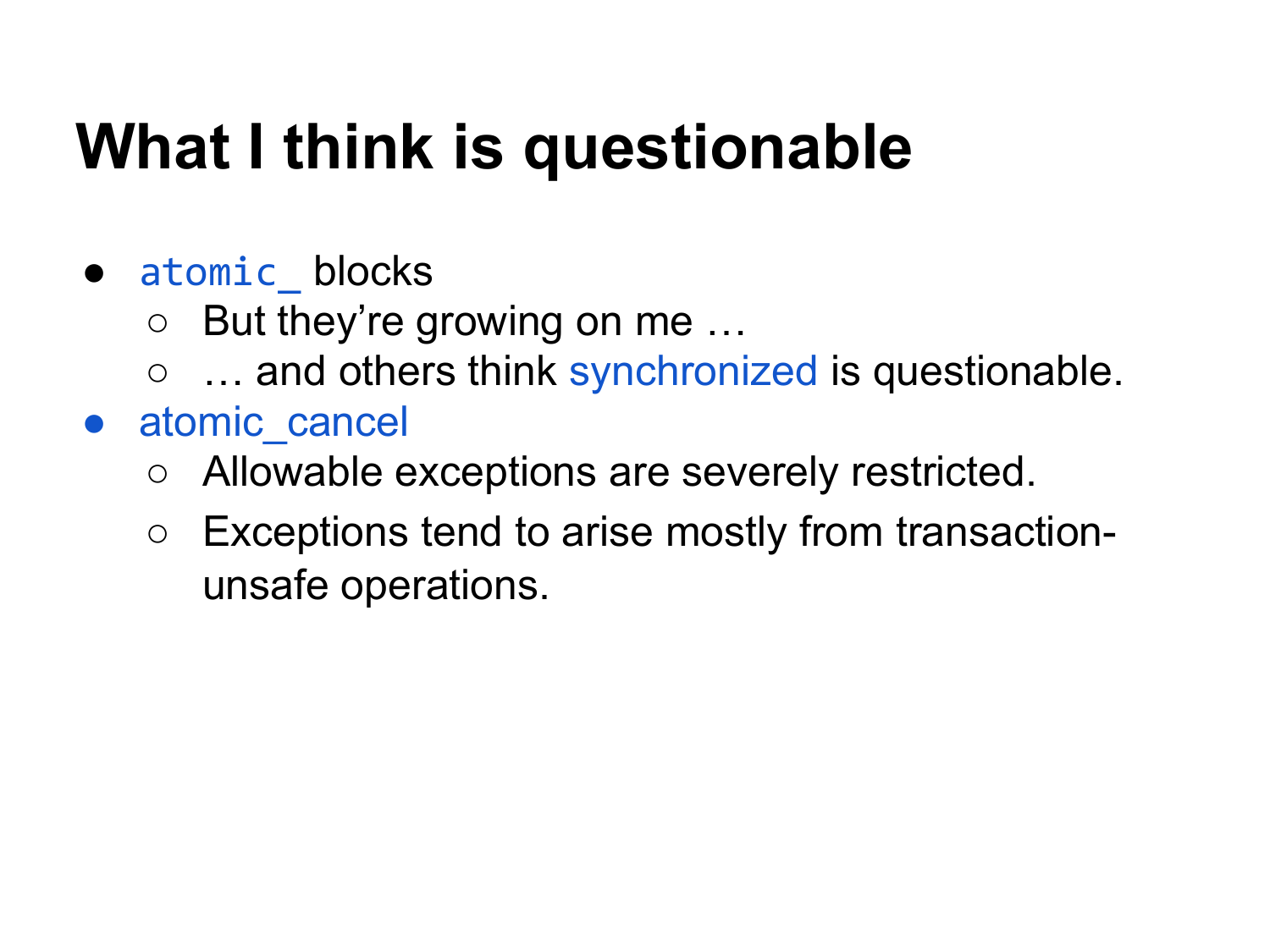# What I think is questionable

- `atomic_` blocks
  - But they're growing on me …
  - … and others think synchronized is questionable.
- atomic_cancel
  - Allowable exceptions are severely restricted.
  - Exceptions tend to arise mostly from transaction-unsafe operations.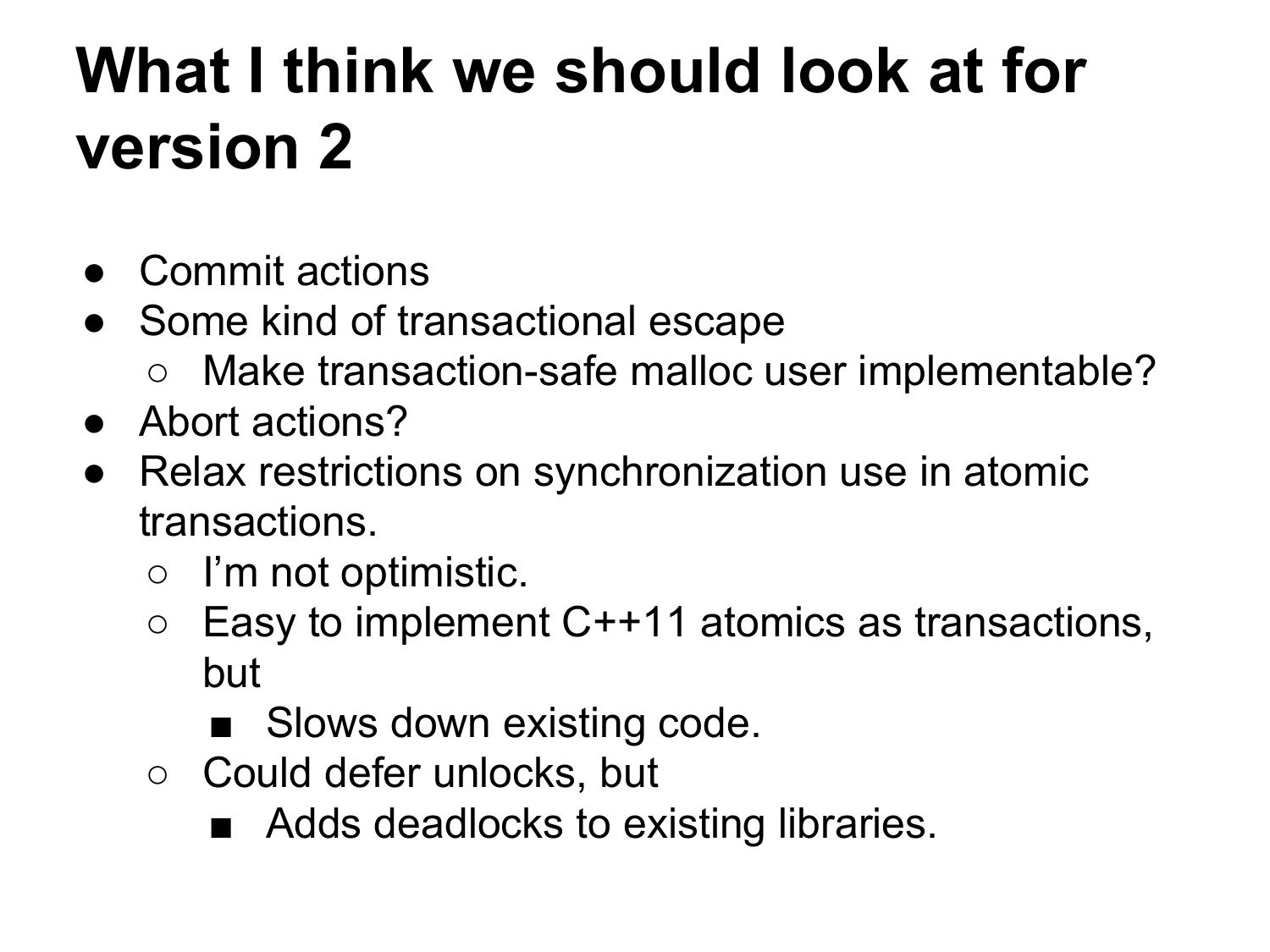# What I think we should look at for version 2

- Commit actions
- Some kind of transactional escape
  - Make transaction-safe malloc user implementable?
- Abort actions?
- Relax restrictions on synchronization use in atomic transactions.
  - I'm not optimistic.
  - Easy to implement C++11 atomics as transactions, but
    - Slows down existing code.
  - Could defer unlocks, but
    - Adds deadlocks to existing libraries.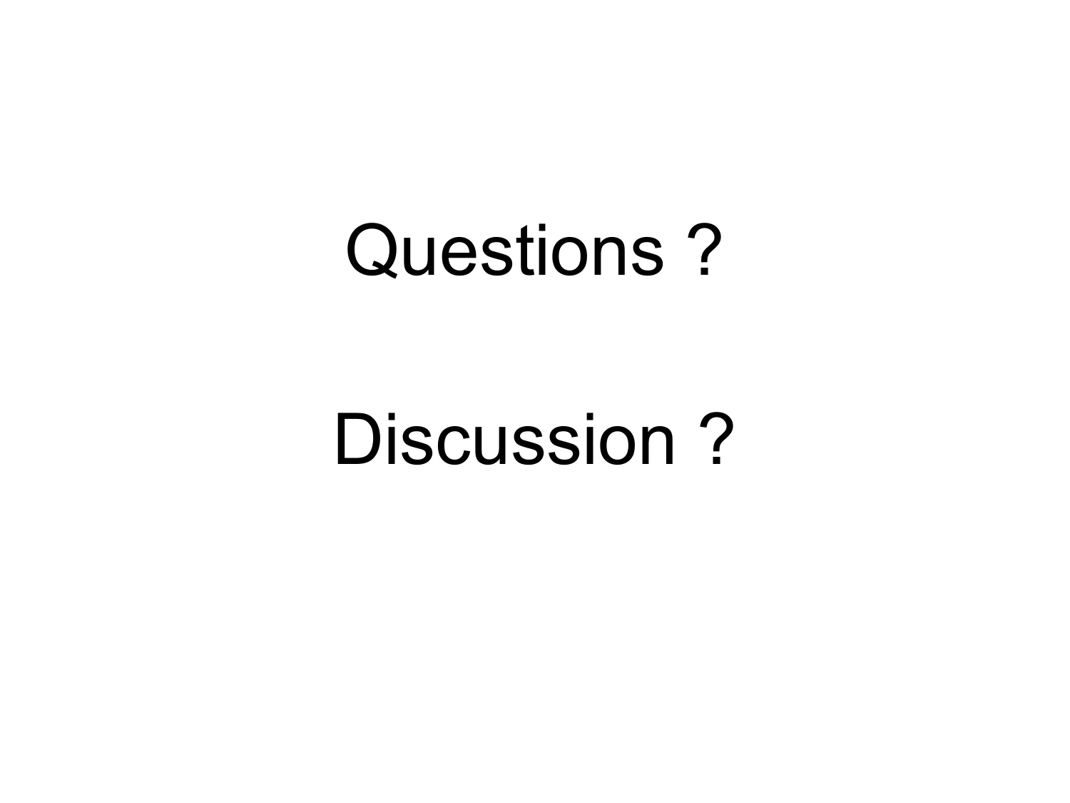Questions ?

Discussion ?